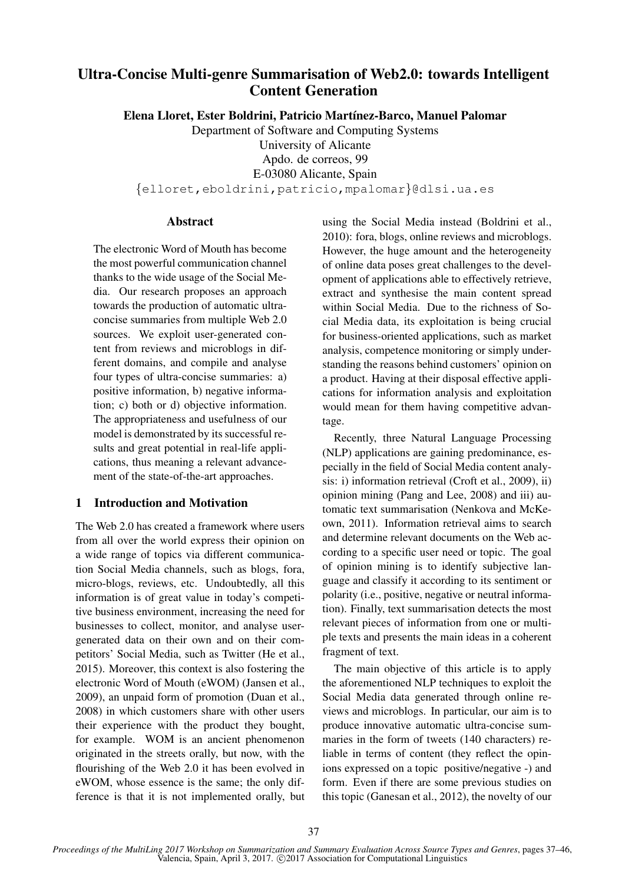# Ultra-Concise Multi-genre Summarisation of Web2.0: towards Intelligent Content Generation

**Elena Lloret, Ester Boldrini, Patricio Martínez-Barco, Manuel Palomar**

Department of Software and Computing Systems
University of Alicante
Apdo. de correos, 99
E-03080 Alicante, Spain
{elloret,eboldrini,patricio,mpalomar}@dlsi.ua.es

## Abstract

The electronic Word of Mouth has become the most powerful communication channel thanks to the wide usage of the Social Media. Our research proposes an approach towards the production of automatic ultra-concise summaries from multiple Web 2.0 sources. We exploit user-generated content from reviews and microblogs in different domains, and compile and analyse four types of ultra-concise summaries: a) positive information, b) negative information; c) both or d) objective information. The appropriateness and usefulness of our model is demonstrated by its successful results and great potential in real-life applications, thus meaning a relevant advancement of the state-of-the-art approaches.

## 1 Introduction and Motivation

The Web 2.0 has created a framework where users from all over the world express their opinion on a wide range of topics via different communication Social Media channels, such as blogs, fora, micro-blogs, reviews, etc. Undoubtedly, all this information is of great value in today's competitive business environment, increasing the need for businesses to collect, monitor, and analyse user-generated data on their own and on their competitors' Social Media, such as Twitter (He et al., 2015). Moreover, this context is also fostering the electronic Word of Mouth (eWOM) (Jansen et al., 2009), an unpaid form of promotion (Duan et al., 2008) in which customers share with other users their experience with the product they bought, for example. WOM is an ancient phenomenon originated in the streets orally, but now, with the flourishing of the Web 2.0 it has been evolved in eWOM, whose essence is the same; the only difference is that it is not implemented orally, but using the Social Media instead (Boldrini et al., 2010): fora, blogs, online reviews and microblogs. However, the huge amount and the heterogeneity of online data poses great challenges to the development of applications able to effectively retrieve, extract and synthesise the main content spread within Social Media. Due to the richness of Social Media data, its exploitation is being crucial for business-oriented applications, such as market analysis, competence monitoring or simply understanding the reasons behind customers' opinion on a product. Having at their disposal effective applications for information analysis and exploitation would mean for them having competitive advantage.

Recently, three Natural Language Processing (NLP) applications are gaining predominance, especially in the field of Social Media content analysis: i) information retrieval (Croft et al., 2009), ii) opinion mining (Pang and Lee, 2008) and iii) automatic text summarisation (Nenkova and McKeown, 2011). Information retrieval aims to search and determine relevant documents on the Web according to a specific user need or topic. The goal of opinion mining is to identify subjective language and classify it according to its sentiment or polarity (i.e., positive, negative or neutral information). Finally, text summarisation detects the most relevant pieces of information from one or multiple texts and presents the main ideas in a coherent fragment of text.

The main objective of this article is to apply the aforementioned NLP techniques to exploit the Social Media data generated through online reviews and microblogs. In particular, our aim is to produce innovative automatic ultra-concise summaries in the form of tweets (140 characters) reliable in terms of content (they reflect the opinions expressed on a topic positive/negative -) and form. Even if there are some previous studies on this topic (Ganesan et al., 2012), the novelty of our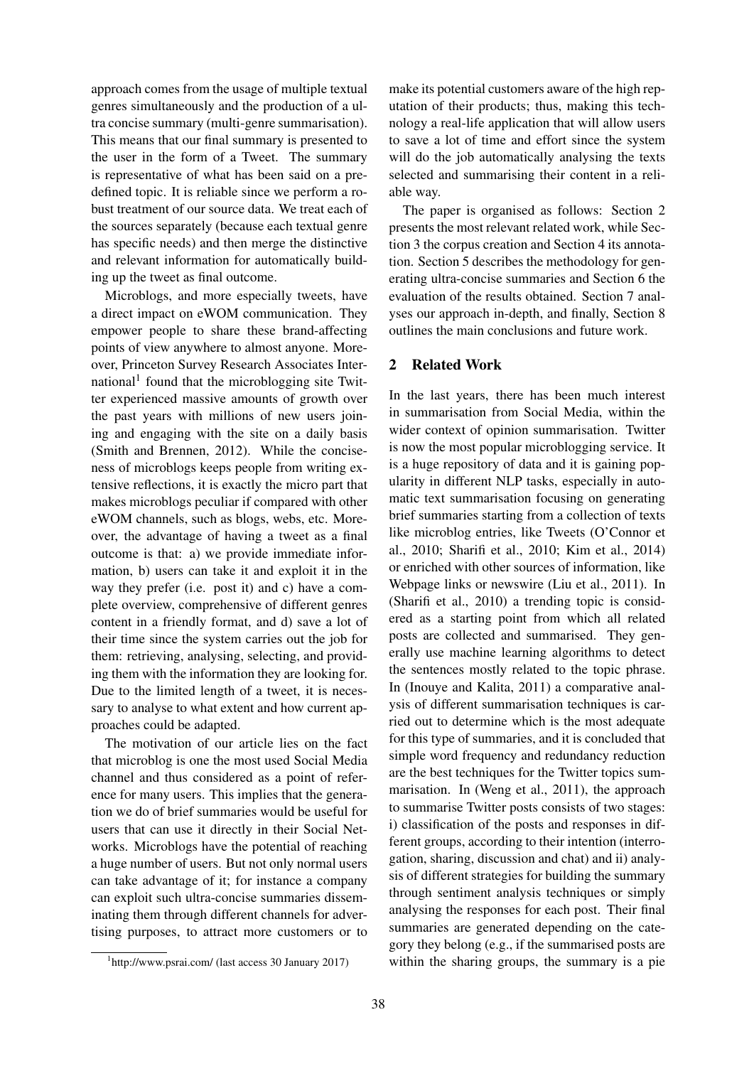approach comes from the usage of multiple textual genres simultaneously and the production of a ultra concise summary (multi-genre summarisation). This means that our final summary is presented to the user in the form of a Tweet. The summary is representative of what has been said on a predefined topic. It is reliable since we perform a robust treatment of our source data. We treat each of the sources separately (because each textual genre has specific needs) and then merge the distinctive and relevant information for automatically building up the tweet as final outcome.

Microblogs, and more especially tweets, have a direct impact on eWOM communication. They empower people to share these brand-affecting points of view anywhere to almost anyone. Moreover, Princeton Survey Research Associates International[1] found that the microblogging site Twitter experienced massive amounts of growth over the past years with millions of new users joining and engaging with the site on a daily basis (Smith and Brennen, 2012). While the conciseness of microblogs keeps people from writing extensive reflections, it is exactly the micro part that makes microblogs peculiar if compared with other eWOM channels, such as blogs, webs, etc. Moreover, the advantage of having a tweet as a final outcome is that: a) we provide immediate information, b) users can take it and exploit it in the way they prefer (i.e. post it) and c) have a complete overview, comprehensive of different genres content in a friendly format, and d) save a lot of their time since the system carries out the job for them: retrieving, analysing, selecting, and providing them with the information they are looking for. Due to the limited length of a tweet, it is necessary to analyse to what extent and how current approaches could be adapted.

The motivation of our article lies on the fact that microblog is one the most used Social Media channel and thus considered as a point of reference for many users. This implies that the generation we do of brief summaries would be useful for users that can use it directly in their Social Networks. Microblogs have the potential of reaching a huge number of users. But not only normal users can take advantage of it; for instance a company can exploit such ultra-concise summaries disseminating them through different channels for advertising purposes, to attract more customers or to make its potential customers aware of the high reputation of their products; thus, making this technology a real-life application that will allow users to save a lot of time and effort since the system will do the job automatically analysing the texts selected and summarising their content in a reliable way.

The paper is organised as follows: Section 2 presents the most relevant related work, while Section 3 the corpus creation and Section 4 its annotation. Section 5 describes the methodology for generating ultra-concise summaries and Section 6 the evaluation of the results obtained. Section 7 analyses our approach in-depth, and finally, Section 8 outlines the main conclusions and future work.

## 2 Related Work

In the last years, there has been much interest in summarisation from Social Media, within the wider context of opinion summarisation. Twitter is now the most popular microblogging service. It is a huge repository of data and it is gaining popularity in different NLP tasks, especially in automatic text summarisation focusing on generating brief summaries starting from a collection of texts like microblog entries, like Tweets (O'Connor et al., 2010; Sharifi et al., 2010; Kim et al., 2014) or enriched with other sources of information, like Webpage links or newswire (Liu et al., 2011). In (Sharifi et al., 2010) a trending topic is considered as a starting point from which all related posts are collected and summarised. They generally use machine learning algorithms to detect the sentences mostly related to the topic phrase. In (Inouye and Kalita, 2011) a comparative analysis of different summarisation techniques is carried out to determine which is the most adequate for this type of summaries, and it is concluded that simple word frequency and redundancy reduction are the best techniques for the Twitter topics summarisation. In (Weng et al., 2011), the approach to summarise Twitter posts consists of two stages: i) classification of the posts and responses in different groups, according to their intention (interrogation, sharing, discussion and chat) and ii) analysis of different strategies for building the summary through sentiment analysis techniques or simply analysing the responses for each post. Their final summaries are generated depending on the category they belong (e.g., if the summarised posts are within the sharing groups, the summary is a pie

[1] http://www.psrai.com/ (last access 30 January 2017)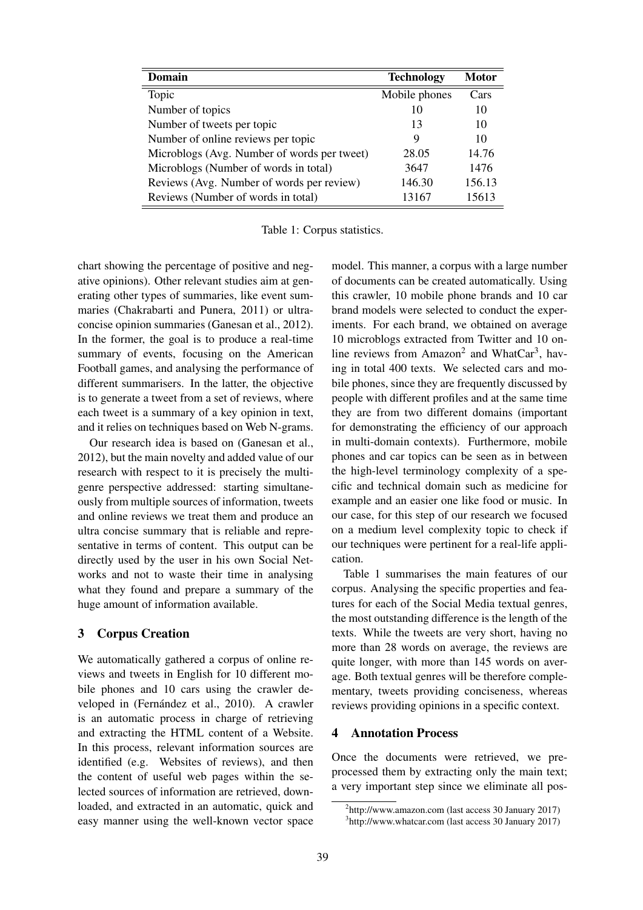| Domain | Technology | Motor |
|---|---|---|
| Topic | Mobile phones | Cars |
| Number of topics | 10 | 10 |
| Number of tweets per topic | 13 | 10 |
| Number of online reviews per topic | 9 | 10 |
| Microblogs (Avg. Number of words per tweet) | 28.05 | 14.76 |
| Microblogs (Number of words in total) | 3647 | 1476 |
| Reviews (Avg. Number of words per review) | 146.30 | 156.13 |
| Reviews (Number of words in total) | 13167 | 15613 |

Table 1: Corpus statistics.

chart showing the percentage of positive and negative opinions). Other relevant studies aim at generating other types of summaries, like event summaries (Chakrabarti and Punera, 2011) or ultra-concise opinion summaries (Ganesan et al., 2012). In the former, the goal is to produce a real-time summary of events, focusing on the American Football games, and analysing the performance of different summarisers. In the latter, the objective is to generate a tweet from a set of reviews, where each tweet is a summary of a key opinion in text, and it relies on techniques based on Web N-grams.

Our research idea is based on (Ganesan et al., 2012), but the main novelty and added value of our research with respect to it is precisely the multi-genre perspective addressed: starting simultaneously from multiple sources of information, tweets and online reviews we treat them and produce an ultra concise summary that is reliable and representative in terms of content. This output can be directly used by the user in his own Social Networks and not to waste their time in analysing what they found and prepare a summary of the huge amount of information available.

## 3 Corpus Creation

We automatically gathered a corpus of online reviews and tweets in English for 10 different mobile phones and 10 cars using the crawler developed in (Fernández et al., 2010). A crawler is an automatic process in charge of retrieving and extracting the HTML content of a Website. In this process, relevant information sources are identified (e.g. Websites of reviews), and then the content of useful web pages within the selected sources of information are retrieved, downloaded, and extracted in an automatic, quick and easy manner using the well-known vector space model. This manner, a corpus with a large number of documents can be created automatically. Using this crawler, 10 mobile phone brands and 10 car brand models were selected to conduct the experiments. For each brand, we obtained on average 10 microblogs extracted from Twitter and 10 online reviews from Amazon[2] and WhatCar[3], having in total 400 texts. We selected cars and mobile phones, since they are frequently discussed by people with different profiles and at the same time they are from two different domains (important for demonstrating the efficiency of our approach in multi-domain contexts). Furthermore, mobile phones and car topics can be seen as in between the high-level terminology complexity of a specific and technical domain such as medicine for example and an easier one like food or music. In our case, for this step of our research we focused on a medium level complexity topic to check if our techniques were pertinent for a real-life application.

Table 1 summarises the main features of our corpus. Analysing the specific properties and features for each of the Social Media textual genres, the most outstanding difference is the length of the texts. While the tweets are very short, having no more than 28 words on average, the reviews are quite longer, with more than 145 words on average. Both textual genres will be therefore complementary, tweets providing conciseness, whereas reviews providing opinions in a specific context.

## 4 Annotation Process

Once the documents were retrieved, we pre-processed them by extracting only the main text; a very important step since we eliminate all pos-

[2] http://www.amazon.com (last access 30 January 2017)
[3] http://www.whatcar.com (last access 30 January 2017)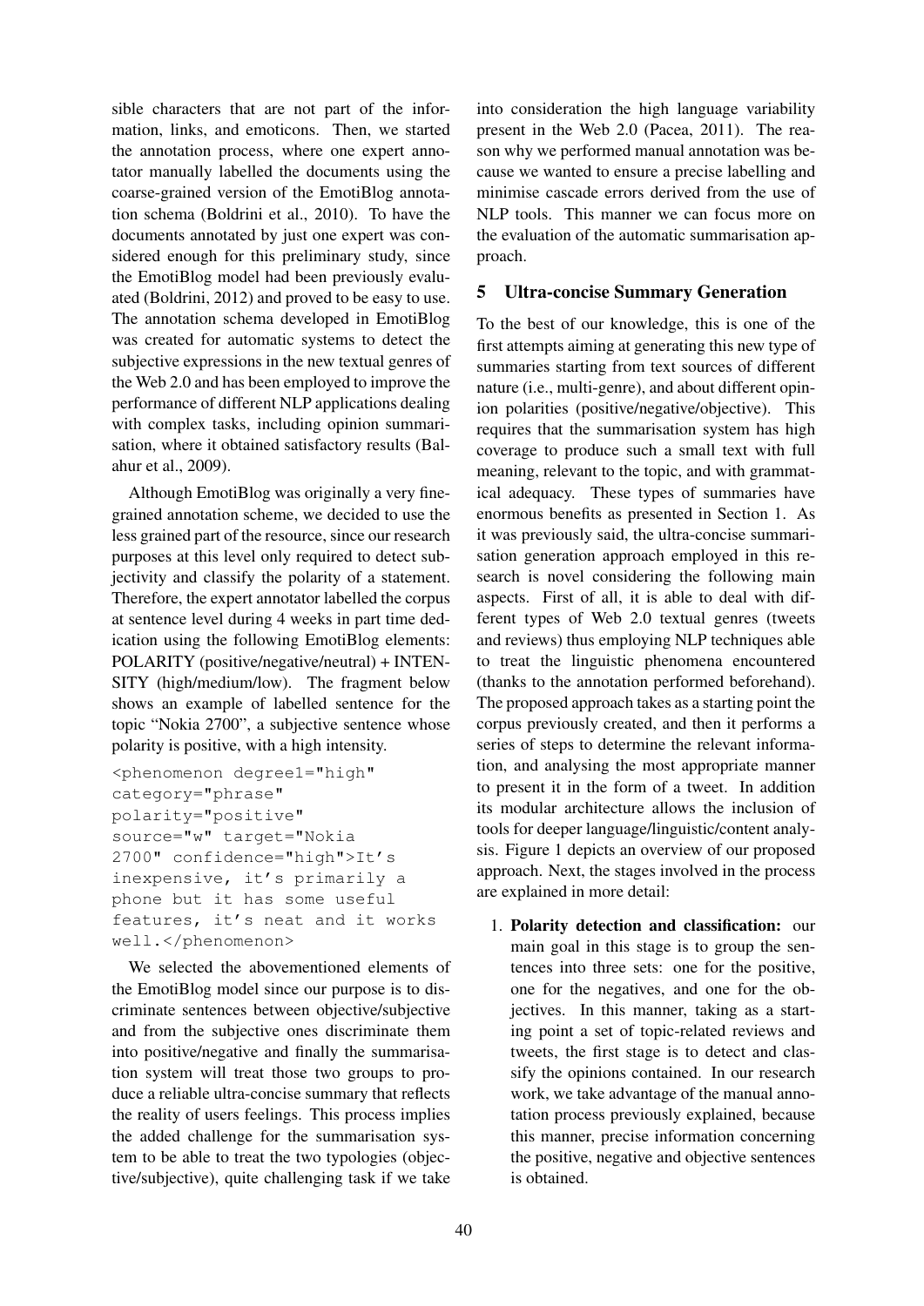sible characters that are not part of the information, links, and emoticons. Then, we started the annotation process, where one expert annotator manually labelled the documents using the coarse-grained version of the EmotiBlog annotation schema (Boldrini et al., 2010). To have the documents annotated by just one expert was considered enough for this preliminary study, since the EmotiBlog model had been previously evaluated (Boldrini, 2012) and proved to be easy to use. The annotation schema developed in EmotiBlog was created for automatic systems to detect the subjective expressions in the new textual genres of the Web 2.0 and has been employed to improve the performance of different NLP applications dealing with complex tasks, including opinion summarisation, where it obtained satisfactory results (Balahur et al., 2009).

Although EmotiBlog was originally a very fine-grained annotation scheme, we decided to use the less grained part of the resource, since our research purposes at this level only required to detect subjectivity and classify the polarity of a statement. Therefore, the expert annotator labelled the corpus at sentence level during 4 weeks in part time dedication using the following EmotiBlog elements: POLARITY (positive/negative/neutral) + INTENSITY (high/medium/low). The fragment below shows an example of labelled sentence for the topic "Nokia 2700", a subjective sentence whose polarity is positive, with a high intensity.

```
<phenomenon degree1="high"
category="phrase"
polarity="positive"
source="w" target="Nokia
2700" confidence="high">It's
inexpensive, it's primarily a
phone but it has some useful
features, it's neat and it works
well.</phenomenon>
```

We selected the abovementioned elements of the EmotiBlog model since our purpose is to discriminate sentences between objective/subjective and from the subjective ones discriminate them into positive/negative and finally the summarisation system will treat those two groups to produce a reliable ultra-concise summary that reflects the reality of users feelings. This process implies the added challenge for the summarisation system to be able to treat the two typologies (objective/subjective), quite challenging task if we take into consideration the high language variability present in the Web 2.0 (Pacea, 2011). The reason why we performed manual annotation was because we wanted to ensure a precise labelling and minimise cascade errors derived from the use of NLP tools. This manner we can focus more on the evaluation of the automatic summarisation approach.

## 5 Ultra-concise Summary Generation

To the best of our knowledge, this is one of the first attempts aiming at generating this new type of summaries starting from text sources of different nature (i.e., multi-genre), and about different opinion polarities (positive/negative/objective). This requires that the summarisation system has high coverage to produce such a small text with full meaning, relevant to the topic, and with grammatical adequacy. These types of summaries have enormous benefits as presented in Section 1. As it was previously said, the ultra-concise summarisation generation approach employed in this research is novel considering the following main aspects. First of all, it is able to deal with different types of Web 2.0 textual genres (tweets and reviews) thus employing NLP techniques able to treat the linguistic phenomena encountered (thanks to the annotation performed beforehand). The proposed approach takes as a starting point the corpus previously created, and then it performs a series of steps to determine the relevant information, and analysing the most appropriate manner to present it in the form of a tweet. In addition its modular architecture allows the inclusion of tools for deeper language/linguistic/content analysis. Figure 1 depicts an overview of our proposed approach. Next, the stages involved in the process are explained in more detail:

1. **Polarity detection and classification:** our main goal in this stage is to group the sentences into three sets: one for the positive, one for the negatives, and one for the objectives. In this manner, taking as a starting point a set of topic-related reviews and tweets, the first stage is to detect and classify the opinions contained. In our research work, we take advantage of the manual annotation process previously explained, because this manner, precise information concerning the positive, negative and objective sentences is obtained.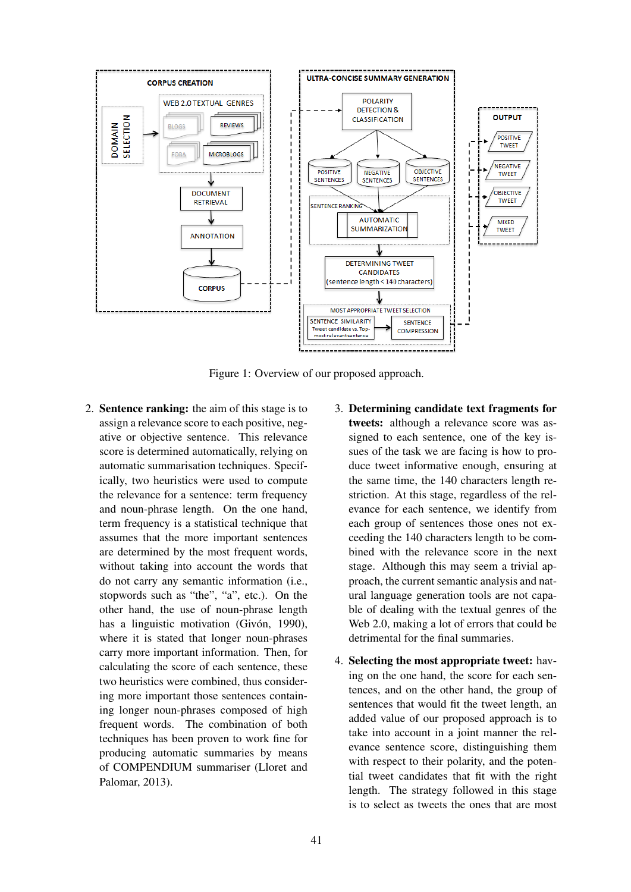Figure 1: Overview of our proposed approach.

2. **Sentence ranking:** the aim of this stage is to assign a relevance score to each positive, negative or objective sentence. This relevance score is determined automatically, relying on automatic summarisation techniques. Specifically, two heuristics were used to compute the relevance for a sentence: term frequency and noun-phrase length. On the one hand, term frequency is a statistical technique that assumes that the more important sentences are determined by the most frequent words, without taking into account the words that do not carry any semantic information (i.e., stopwords such as "the", "a", etc.). On the other hand, the use of noun-phrase length has a linguistic motivation (Givón, 1990), where it is stated that longer noun-phrases carry more important information. Then, for calculating the score of each sentence, these two heuristics were combined, thus considering more important those sentences containing longer noun-phrases composed of high frequent words. The combination of both techniques has been proven to work fine for producing automatic summaries by means of COMPENDIUM summariser (Lloret and Palomar, 2013).

3. **Determining candidate text fragments for tweets:** although a relevance score was assigned to each sentence, one of the key issues of the task we are facing is how to produce tweet informative enough, ensuring at the same time, the 140 characters length restriction. At this stage, regardless of the relevance for each sentence, we identify from each group of sentences those ones not exceeding the 140 characters length to be combined with the relevance score in the next stage. Although this may seem a trivial approach, the current semantic analysis and natural language generation tools are not capable of dealing with the textual genres of the Web 2.0, making a lot of errors that could be detrimental for the final summaries.

4. **Selecting the most appropriate tweet:** having on the one hand, the score for each sentences, and on the other hand, the group of sentences that would fit the tweet length, an added value of our proposed approach is to take into account in a joint manner the relevance sentence score, distinguishing them with respect to their polarity, and the potential tweet candidates that fit with the right length. The strategy followed in this stage is to select as tweets the ones that are most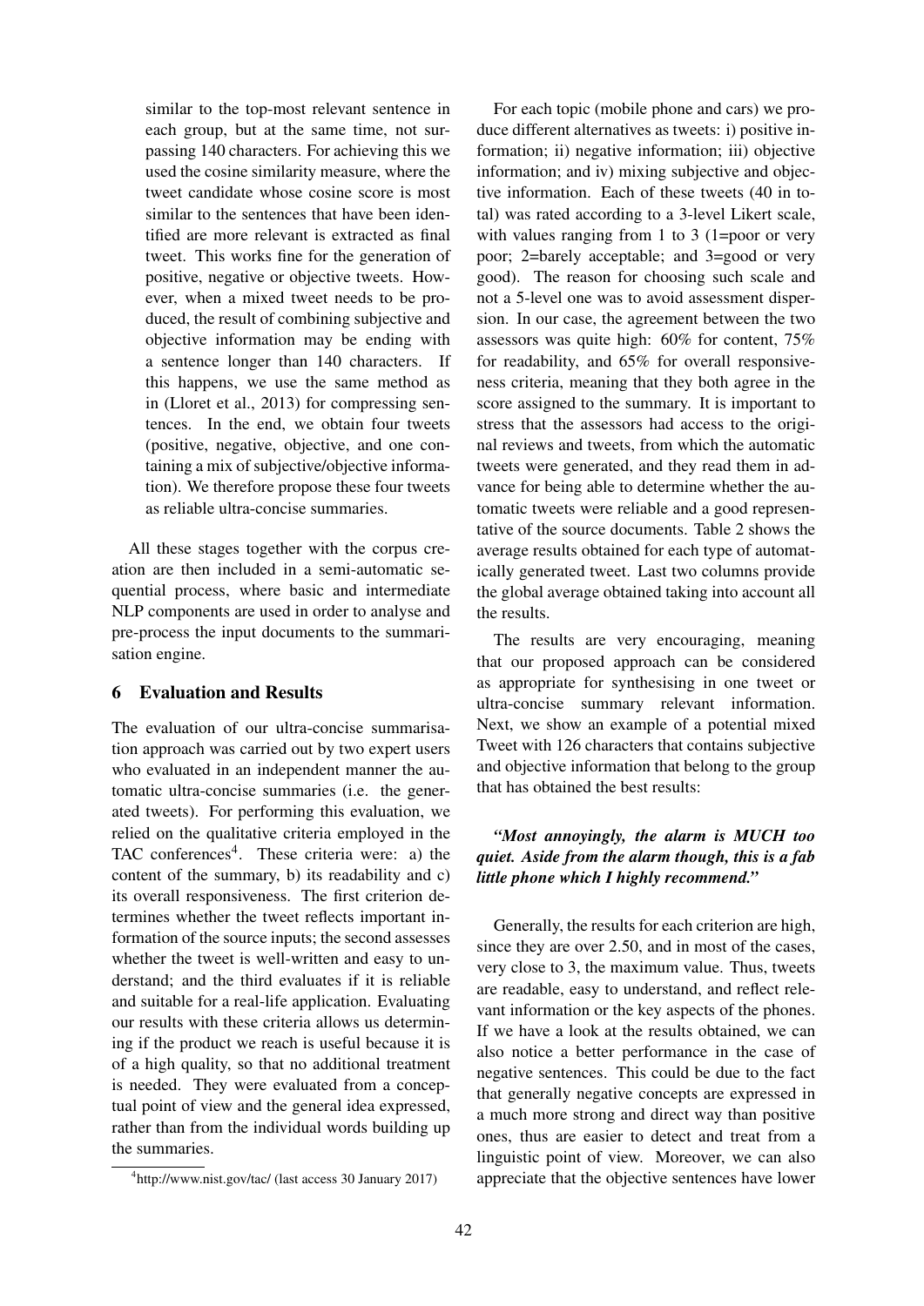similar to the top-most relevant sentence in each group, but at the same time, not surpassing 140 characters. For achieving this we used the cosine similarity measure, where the tweet candidate whose cosine score is most similar to the sentences that have been identified are more relevant is extracted as final tweet. This works fine for the generation of positive, negative or objective tweets. However, when a mixed tweet needs to be produced, the result of combining subjective and objective information may be ending with a sentence longer than 140 characters. If this happens, we use the same method as in (Lloret et al., 2013) for compressing sentences. In the end, we obtain four tweets (positive, negative, objective, and one containing a mix of subjective/objective information). We therefore propose these four tweets as reliable ultra-concise summaries.

All these stages together with the corpus creation are then included in a semi-automatic sequential process, where basic and intermediate NLP components are used in order to analyse and pre-process the input documents to the summarisation engine.

## 6 Evaluation and Results

The evaluation of our ultra-concise summarisation approach was carried out by two expert users who evaluated in an independent manner the automatic ultra-concise summaries (i.e. the generated tweets). For performing this evaluation, we relied on the qualitative criteria employed in the TAC conferences[4]. These criteria were: a) the content of the summary, b) its readability and c) its overall responsiveness. The first criterion determines whether the tweet reflects important information of the source inputs; the second assesses whether the tweet is well-written and easy to understand; and the third evaluates if it is reliable and suitable for a real-life application. Evaluating our results with these criteria allows us determining if the product we reach is useful because it is of a high quality, so that no additional treatment is needed. They were evaluated from a conceptual point of view and the general idea expressed, rather than from the individual words building up the summaries.

[4] http://www.nist.gov/tac/ (last access 30 January 2017)

For each topic (mobile phone and cars) we produce different alternatives as tweets: i) positive information; ii) negative information; iii) objective information; and iv) mixing subjective and objective information. Each of these tweets (40 in total) was rated according to a 3-level Likert scale, with values ranging from 1 to 3 (1=poor or very poor; 2=barely acceptable; and 3=good or very good). The reason for choosing such scale and not a 5-level one was to avoid assessment dispersion. In our case, the agreement between the two assessors was quite high: 60% for content, 75% for readability, and 65% for overall responsiveness criteria, meaning that they both agree in the score assigned to the summary. It is important to stress that the assessors had access to the original reviews and tweets, from which the automatic tweets were generated, and they read them in advance for being able to determine whether the automatic tweets were reliable and a good representative of the source documents. Table 2 shows the average results obtained for each type of automatically generated tweet. Last two columns provide the global average obtained taking into account all the results.

The results are very encouraging, meaning that our proposed approach can be considered as appropriate for synthesising in one tweet or ultra-concise summary relevant information. Next, we show an example of a potential mixed Tweet with 126 characters that contains subjective and objective information that belong to the group that has obtained the best results:

***"Most annoyingly, the alarm is MUCH too quiet. Aside from the alarm though, this is a fab little phone which I highly recommend."***

Generally, the results for each criterion are high, since they are over 2.50, and in most of the cases, very close to 3, the maximum value. Thus, tweets are readable, easy to understand, and reflect relevant information or the key aspects of the phones. If we have a look at the results obtained, we can also notice a better performance in the case of negative sentences. This could be due to the fact that generally negative concepts are expressed in a much more strong and direct way than positive ones, thus are easier to detect and treat from a linguistic point of view. Moreover, we can also appreciate that the objective sentences have lower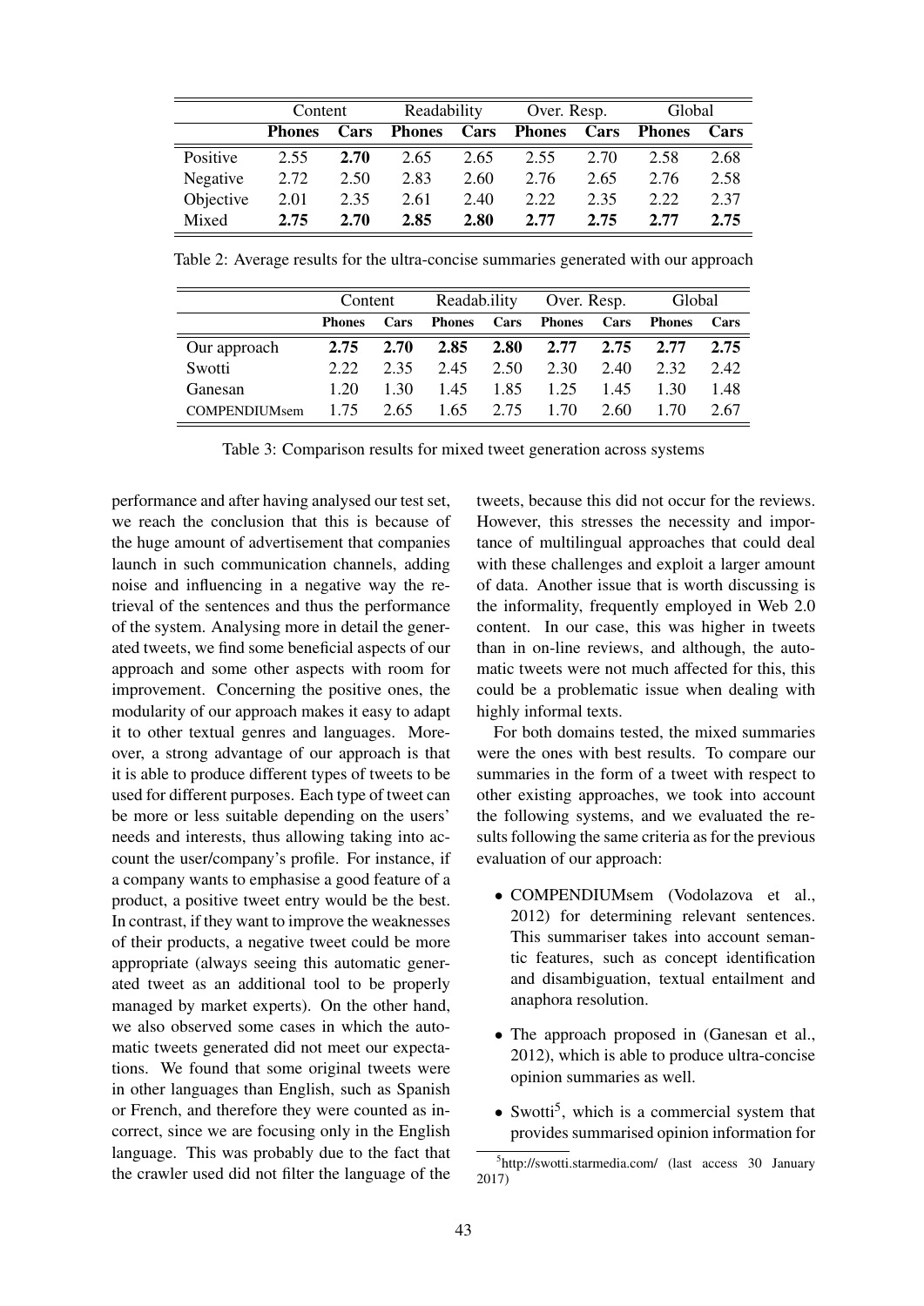| | Content | | Readability | | Over. Resp. | | Global | |
|---|---|---|---|---|---|---|---|---|
| | **Phones** | **Cars** | **Phones** | **Cars** | **Phones** | **Cars** | **Phones** | **Cars** |
| Positive | 2.55 | **2.70** | 2.65 | 2.65 | 2.55 | 2.70 | 2.58 | 2.68 |
| Negative | 2.72 | 2.50 | 2.83 | 2.60 | 2.76 | 2.65 | 2.76 | 2.58 |
| Objective | 2.01 | 2.35 | 2.61 | 2.40 | 2.22 | 2.35 | 2.22 | 2.37 |
| Mixed | **2.75** | **2.70** | **2.85** | **2.80** | **2.77** | **2.75** | **2.77** | **2.75** |

Table 2: Average results for the ultra-concise summaries generated with our approach

| | Content | | Readab.ility | | Over. Resp. | | Global | |
|---|---|---|---|---|---|---|---|---|
| | **Phones** | **Cars** | **Phones** | **Cars** | **Phones** | **Cars** | **Phones** | **Cars** |
| Our approach | **2.75** | **2.70** | **2.85** | **2.80** | **2.77** | **2.75** | **2.77** | **2.75** |
| Swotti | 2.22 | 2.35 | 2.45 | 2.50 | 2.30 | 2.40 | 2.32 | 2.42 |
| Ganesan | 1.20 | 1.30 | 1.45 | 1.85 | 1.25 | 1.45 | 1.30 | 1.48 |
| COMPENDIUMsem | 1.75 | 2.65 | 1.65 | 2.75 | 1.70 | 2.60 | 1.70 | 2.67 |

Table 3: Comparison results for mixed tweet generation across systems

performance and after having analysed our test set, we reach the conclusion that this is because of the huge amount of advertisement that companies launch in such communication channels, adding noise and influencing in a negative way the retrieval of the sentences and thus the performance of the system. Analysing more in detail the generated tweets, we find some beneficial aspects of our approach and some other aspects with room for improvement. Concerning the positive ones, the modularity of our approach makes it easy to adapt it to other textual genres and languages. Moreover, a strong advantage of our approach is that it is able to produce different types of tweets to be used for different purposes. Each type of tweet can be more or less suitable depending on the users' needs and interests, thus allowing taking into account the user/company's profile. For instance, if a company wants to emphasise a good feature of a product, a positive tweet entry would be the best. In contrast, if they want to improve the weaknesses of their products, a negative tweet could be more appropriate (always seeing this automatic generated tweet as an additional tool to be properly managed by market experts). On the other hand, we also observed some cases in which the automatic tweets generated did not meet our expectations. We found that some original tweets were in other languages than English, such as Spanish or French, and therefore they were counted as incorrect, since we are focusing only in the English language. This was probably due to the fact that the crawler used did not filter the language of the tweets, because this did not occur for the reviews. However, this stresses the necessity and importance of multilingual approaches that could deal with these challenges and exploit a larger amount of data. Another issue that is worth discussing is the informality, frequently employed in Web 2.0 content. In our case, this was higher in tweets than in on-line reviews, and although, the automatic tweets were not much affected for this, this could be a problematic issue when dealing with highly informal texts.

For both domains tested, the mixed summaries were the ones with best results. To compare our summaries in the form of a tweet with respect to other existing approaches, we took into account the following systems, and we evaluated the results following the same criteria as for the previous evaluation of our approach:

- COMPENDIUMsem (Vodolazova et al., 2012) for determining relevant sentences. This summariser takes into account semantic features, such as concept identification and disambiguation, textual entailment and anaphora resolution.
- The approach proposed in (Ganesan et al., 2012), which is able to produce ultra-concise opinion summaries as well.
- Swotti[5], which is a commercial system that provides summarised opinion information for

[5] http://swotti.starmedia.com/ (last access 30 January 2017)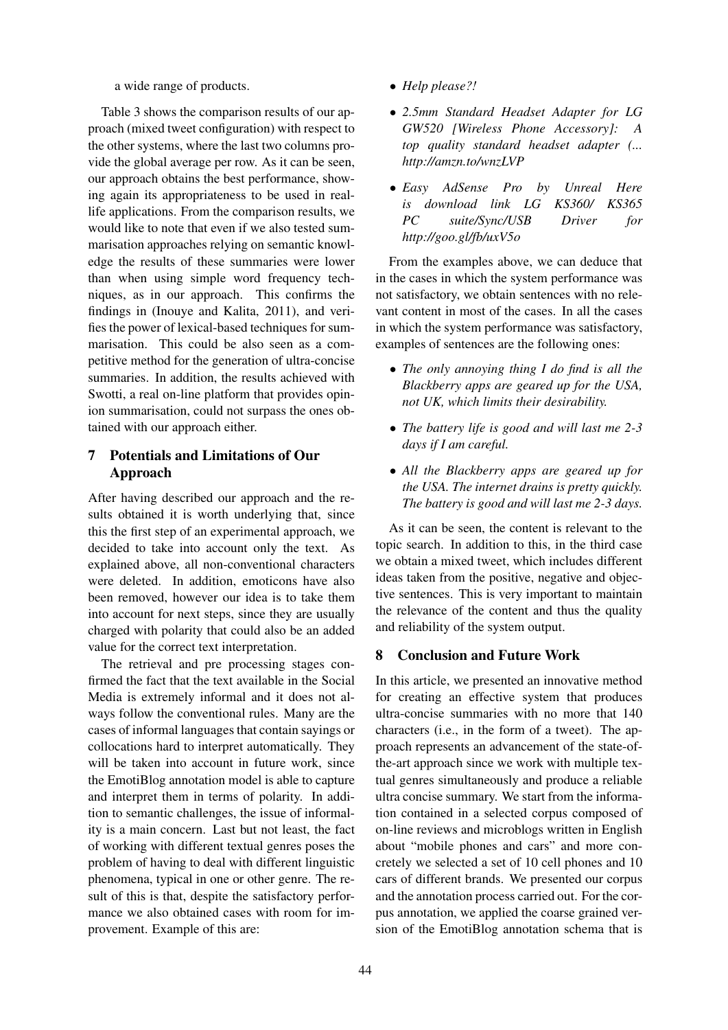a wide range of products.

Table 3 shows the comparison results of our approach (mixed tweet configuration) with respect to the other systems, where the last two columns provide the global average per row. As it can be seen, our approach obtains the best performance, showing again its appropriateness to be used in real-life applications. From the comparison results, we would like to note that even if we also tested summarisation approaches relying on semantic knowledge the results of these summaries were lower than when using simple word frequency techniques, as in our approach. This confirms the findings in (Inouye and Kalita, 2011), and verifies the power of lexical-based techniques for summarisation. This could be also seen as a competitive method for the generation of ultra-concise summaries. In addition, the results achieved with Swotti, a real on-line platform that provides opinion summarisation, could not surpass the ones obtained with our approach either.

## 7 Potentials and Limitations of Our Approach

After having described our approach and the results obtained it is worth underlying that, since this the first step of an experimental approach, we decided to take into account only the text. As explained above, all non-conventional characters were deleted. In addition, emoticons have also been removed, however our idea is to take them into account for next steps, since they are usually charged with polarity that could also be an added value for the correct text interpretation.

The retrieval and pre processing stages confirmed the fact that the text available in the Social Media is extremely informal and it does not always follow the conventional rules. Many are the cases of informal languages that contain sayings or collocations hard to interpret automatically. They will be taken into account in future work, since the EmotiBlog annotation model is able to capture and interpret them in terms of polarity. In addition to semantic challenges, the issue of informality is a main concern. Last but not least, the fact of working with different textual genres poses the problem of having to deal with different linguistic phenomena, typical in one or other genre. The result of this is that, despite the satisfactory performance we also obtained cases with room for improvement. Example of this are:

- *Help please?!*
- *2.5mm Standard Headset Adapter for LG GW520 [Wireless Phone Accessory]: A top quality standard headset adapter (... http://amzn.to/wnzLVP*
- *Easy AdSense Pro by Unreal Here is download link LG KS360/ KS365 PC suite/Sync/USB Driver for http://goo.gl/fb/uxV5o*

From the examples above, we can deduce that in the cases in which the system performance was not satisfactory, we obtain sentences with no relevant content in most of the cases. In all the cases in which the system performance was satisfactory, examples of sentences are the following ones:

- *The only annoying thing I do find is all the Blackberry apps are geared up for the USA, not UK, which limits their desirability.*
- *The battery life is good and will last me 2-3 days if I am careful.*
- *All the Blackberry apps are geared up for the USA. The internet drains is pretty quickly. The battery is good and will last me 2-3 days.*

As it can be seen, the content is relevant to the topic search. In addition to this, in the third case we obtain a mixed tweet, which includes different ideas taken from the positive, negative and objective sentences. This is very important to maintain the relevance of the content and thus the quality and reliability of the system output.

## 8 Conclusion and Future Work

In this article, we presented an innovative method for creating an effective system that produces ultra-concise summaries with no more that 140 characters (i.e., in the form of a tweet). The approach represents an advancement of the state-of-the-art approach since we work with multiple textual genres simultaneously and produce a reliable ultra concise summary. We start from the information contained in a selected corpus composed of on-line reviews and microblogs written in English about "mobile phones and cars" and more concretely we selected a set of 10 cell phones and 10 cars of different brands. We presented our corpus and the annotation process carried out. For the corpus annotation, we applied the coarse grained version of the EmotiBlog annotation schema that is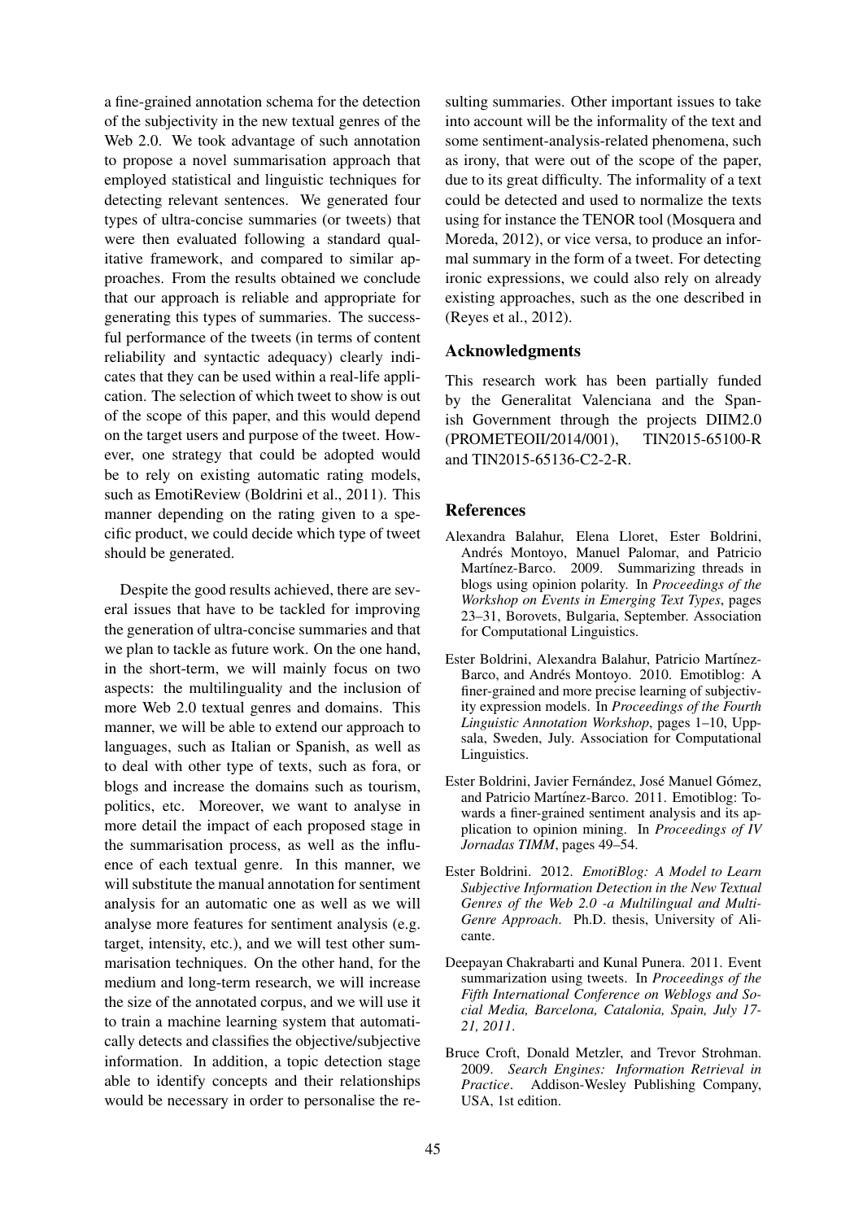a fine-grained annotation schema for the detection of the subjectivity in the new textual genres of the Web 2.0. We took advantage of such annotation to propose a novel summarisation approach that employed statistical and linguistic techniques for detecting relevant sentences. We generated four types of ultra-concise summaries (or tweets) that were then evaluated following a standard qualitative framework, and compared to similar approaches. From the results obtained we conclude that our approach is reliable and appropriate for generating this types of summaries. The successful performance of the tweets (in terms of content reliability and syntactic adequacy) clearly indicates that they can be used within a real-life application. The selection of which tweet to show is out of the scope of this paper, and this would depend on the target users and purpose of the tweet. However, one strategy that could be adopted would be to rely on existing automatic rating models, such as EmotiReview (Boldrini et al., 2011). This manner depending on the rating given to a specific product, we could decide which type of tweet should be generated.

Despite the good results achieved, there are several issues that have to be tackled for improving the generation of ultra-concise summaries and that we plan to tackle as future work. On the one hand, in the short-term, we will mainly focus on two aspects: the multilinguality and the inclusion of more Web 2.0 textual genres and domains. This manner, we will be able to extend our approach to languages, such as Italian or Spanish, as well as to deal with other type of texts, such as fora, or blogs and increase the domains such as tourism, politics, etc. Moreover, we want to analyse in more detail the impact of each proposed stage in the summarisation process, as well as the influence of each textual genre. In this manner, we will substitute the manual annotation for sentiment analysis for an automatic one as well as we will analyse more features for sentiment analysis (e.g. target, intensity, etc.), and we will test other summarisation techniques. On the other hand, for the medium and long-term research, we will increase the size of the annotated corpus, and we will use it to train a machine learning system that automatically detects and classifies the objective/subjective information. In addition, a topic detection stage able to identify concepts and their relationships would be necessary in order to personalise the resulting summaries. Other important issues to take into account will be the informality of the text and some sentiment-analysis-related phenomena, such as irony, that were out of the scope of the paper, due to its great difficulty. The informality of a text could be detected and used to normalize the texts using for instance the TENOR tool (Mosquera and Moreda, 2012), or vice versa, to produce an informal summary in the form of a tweet. For detecting ironic expressions, we could also rely on already existing approaches, such as the one described in (Reyes et al., 2012).

## Acknowledgments

This research work has been partially funded by the Generalitat Valenciana and the Spanish Government through the projects DIIM2.0 (PROMETEOII/2014/001), TIN2015-65100-R and TIN2015-65136-C2-2-R.

## References

Alexandra Balahur, Elena Lloret, Ester Boldrini, Andrés Montoyo, Manuel Palomar, and Patricio Martínez-Barco. 2009. Summarizing threads in blogs using opinion polarity. In *Proceedings of the Workshop on Events in Emerging Text Types*, pages 23–31, Borovets, Bulgaria, September. Association for Computational Linguistics.

Ester Boldrini, Alexandra Balahur, Patricio Martínez-Barco, and Andrés Montoyo. 2010. Emotiblog: A finer-grained and more precise learning of subjectivity expression models. In *Proceedings of the Fourth Linguistic Annotation Workshop*, pages 1–10, Uppsala, Sweden, July. Association for Computational Linguistics.

Ester Boldrini, Javier Fernández, José Manuel Gómez, and Patricio Martínez-Barco. 2011. Emotiblog: Towards a finer-grained sentiment analysis and its application to opinion mining. In *Proceedings of IV Jornadas TIMM*, pages 49–54.

Ester Boldrini. 2012. *EmotiBlog: A Model to Learn Subjective Information Detection in the New Textual Genres of the Web 2.0 -a Multilingual and Multi-Genre Approach*. Ph.D. thesis, University of Alicante.

Deepayan Chakrabarti and Kunal Punera. 2011. Event summarization using tweets. In *Proceedings of the Fifth International Conference on Weblogs and Social Media, Barcelona, Catalonia, Spain, July 17-21, 2011*.

Bruce Croft, Donald Metzler, and Trevor Strohman. 2009. *Search Engines: Information Retrieval in Practice*. Addison-Wesley Publishing Company, USA, 1st edition.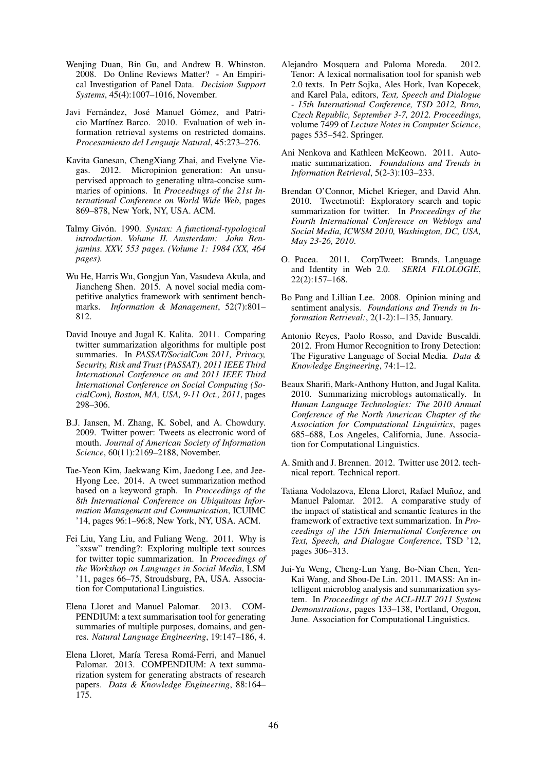Wenjing Duan, Bin Gu, and Andrew B. Whinston. 2008. Do Online Reviews Matter? - An Empirical Investigation of Panel Data. *Decision Support Systems*, 45(4):1007–1016, November.

Javi Fernández, José Manuel Gómez, and Patricio Martínez Barco. 2010. Evaluation of web information retrieval systems on restricted domains. *Procesamiento del Lenguaje Natural*, 45:273–276.

Kavita Ganesan, ChengXiang Zhai, and Evelyne Viegas. 2012. Micropinion generation: An unsupervised approach to generating ultra-concise summaries of opinions. In *Proceedings of the 21st International Conference on World Wide Web*, pages 869–878, New York, NY, USA. ACM.

Talmy Givón. 1990. *Syntax: A functional-typological introduction. Volume II. Amsterdam: John Benjamins. XXV, 553 pages. (Volume 1: 1984 (XX, 464 pages).*

Wu He, Harris Wu, Gongjun Yan, Vasudeva Akula, and Jiancheng Shen. 2015. A novel social media competitive analytics framework with sentiment benchmarks. *Information & Management*, 52(7):801–812.

David Inouye and Jugal K. Kalita. 2011. Comparing twitter summarization algorithms for multiple post summaries. In *PASSAT/SocialCom 2011, Privacy, Security, Risk and Trust (PASSAT), 2011 IEEE Third International Conference on and 2011 IEEE Third International Conference on Social Computing (SocialCom), Boston, MA, USA, 9-11 Oct., 2011*, pages 298–306.

B.J. Jansen, M. Zhang, K. Sobel, and A. Chowdury. 2009. Twitter power: Tweets as electronic word of mouth. *Journal of American Society of Information Science*, 60(11):2169–2188, November.

Tae-Yeon Kim, Jaekwang Kim, Jaedong Lee, and Jee-Hyong Lee. 2014. A tweet summarization method based on a keyword graph. In *Proceedings of the 8th International Conference on Ubiquitous Information Management and Communication*, ICUIMC '14, pages 96:1–96:8, New York, NY, USA. ACM.

Fei Liu, Yang Liu, and Fuliang Weng. 2011. Why is "sxsw" trending?: Exploring multiple text sources for twitter topic summarization. In *Proceedings of the Workshop on Languages in Social Media*, LSM '11, pages 66–75, Stroudsburg, PA, USA. Association for Computational Linguistics.

Elena Lloret and Manuel Palomar. 2013. COMPENDIUM: a text summarisation tool for generating summaries of multiple purposes, domains, and genres. *Natural Language Engineering*, 19:147–186, 4.

Elena Lloret, María Teresa Romá-Ferri, and Manuel Palomar. 2013. COMPENDIUM: A text summarization system for generating abstracts of research papers. *Data & Knowledge Engineering*, 88:164–175.

Alejandro Mosquera and Paloma Moreda. 2012. Tenor: A lexical normalisation tool for spanish web 2.0 texts. In Petr Sojka, Ales Hork, Ivan Kopecek, and Karel Pala, editors, *Text, Speech and Dialogue - 15th International Conference, TSD 2012, Brno, Czech Republic, September 3-7, 2012. Proceedings*, volume 7499 of *Lecture Notes in Computer Science*, pages 535–542. Springer.

Ani Nenkova and Kathleen McKeown. 2011. Automatic summarization. *Foundations and Trends in Information Retrieval*, 5(2-3):103–233.

Brendan O'Connor, Michel Krieger, and David Ahn. 2010. Tweetmotif: Exploratory search and topic summarization for twitter. In *Proceedings of the Fourth International Conference on Weblogs and Social Media, ICWSM 2010, Washington, DC, USA, May 23-26, 2010*.

O. Pacea. 2011. CorpTweet: Brands, Language and Identity in Web 2.0. *SERIA FILOLOGIE*, 22(2):157–168.

Bo Pang and Lillian Lee. 2008. Opinion mining and sentiment analysis. *Foundations and Trends in Information Retrieval:*, 2(1-2):1–135, January.

Antonio Reyes, Paolo Rosso, and Davide Buscaldi. 2012. From Humor Recognition to Irony Detection: The Figurative Language of Social Media. *Data & Knowledge Engineering*, 74:1–12.

Beaux Sharifi, Mark-Anthony Hutton, and Jugal Kalita. 2010. Summarizing microblogs automatically. In *Human Language Technologies: The 2010 Annual Conference of the North American Chapter of the Association for Computational Linguistics*, pages 685–688, Los Angeles, California, June. Association for Computational Linguistics.

A. Smith and J. Brennen. 2012. Twitter use 2012. technical report. Technical report.

Tatiana Vodolazova, Elena Lloret, Rafael Muñoz, and Manuel Palomar. 2012. A comparative study of the impact of statistical and semantic features in the framework of extractive text summarization. In *Proceedings of the 15th International Conference on Text, Speech, and Dialogue Conference*, TSD '12, pages 306–313.

Jui-Yu Weng, Cheng-Lun Yang, Bo-Nian Chen, Yen-Kai Wang, and Shou-De Lin. 2011. IMASS: An intelligent microblog analysis and summarization system. In *Proceedings of the ACL-HLT 2011 System Demonstrations*, pages 133–138, Portland, Oregon, June. Association for Computational Linguistics.